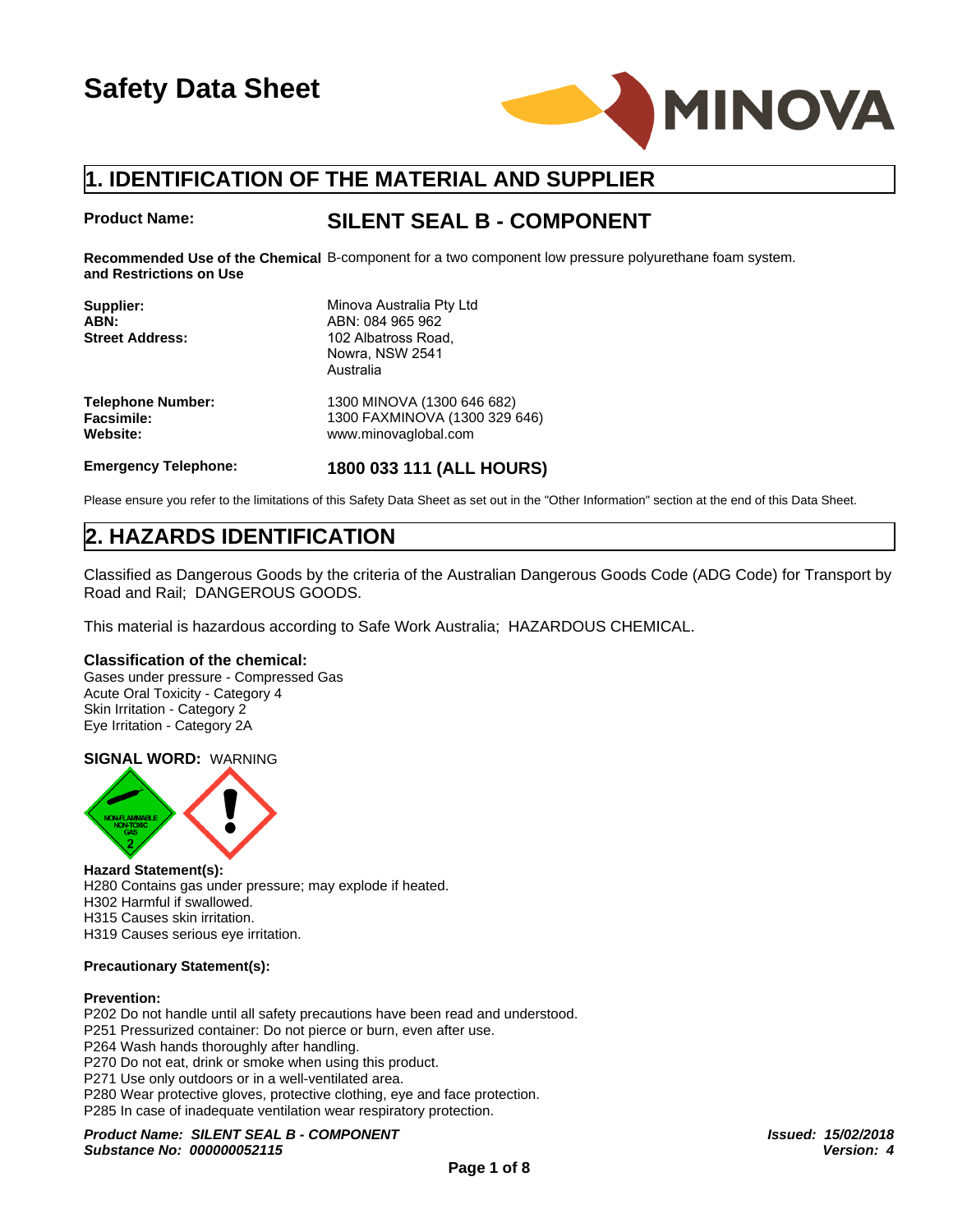# Safety Data Sheet

## 1. IDENTIFICATION OF THE MATERIAL AND SUPPLIER

**Product Name:** **SILENT SEAL B - COMPONENT**

**Recommended Use of the Chemical and Restrictions on Use** B-component for a two component low pressure polyurethane foam system.

**Supplier:** Minova Australia Pty Ltd
**ABN:** ABN: 084 965 962
**Street Address:** 102 Albatross Road,
Nowra, NSW 2541
Australia

**Telephone Number:** 1300 MINOVA (1300 646 682)
**Facsimile:** 1300 FAXMINOVA (1300 329 646)
**Website:** www.minovaglobal.com

**Emergency Telephone:** **1800 033 111 (ALL HOURS)**

Please ensure you refer to the limitations of this Safety Data Sheet as set out in the "Other Information" section at the end of this Data Sheet.

## 2. HAZARDS IDENTIFICATION

Classified as Dangerous Goods by the criteria of the Australian Dangerous Goods Code (ADG Code) for Transport by Road and Rail; DANGEROUS GOODS.

This material is hazardous according to Safe Work Australia; HAZARDOUS CHEMICAL.

### Classification of the chemical:

Gases under pressure - Compressed Gas
Acute Oral Toxicity - Category 4
Skin Irritation - Category 2
Eye Irritation - Category 2A

**SIGNAL WORD:** WARNING

NON-FLAMMABLE NON-TOXIC GAS 2

**Hazard Statement(s):**
H280 Contains gas under pressure; may explode if heated.
H302 Harmful if swallowed.
H315 Causes skin irritation.
H319 Causes serious eye irritation.

**Precautionary Statement(s):**

**Prevention:**
P202 Do not handle until all safety precautions have been read and understood.
P251 Pressurized container: Do not pierce or burn, even after use.
P264 Wash hands thoroughly after handling.
P270 Do not eat, drink or smoke when using this product.
P271 Use only outdoors or in a well-ventilated area.
P280 Wear protective gloves, protective clothing, eye and face protection.
P285 In case of inadequate ventilation wear respiratory protection.

***Product Name: SILENT SEAL B - COMPONENT***
***Substance No: 000000052115***

***Issued: 15/02/2018***
***Version: 4***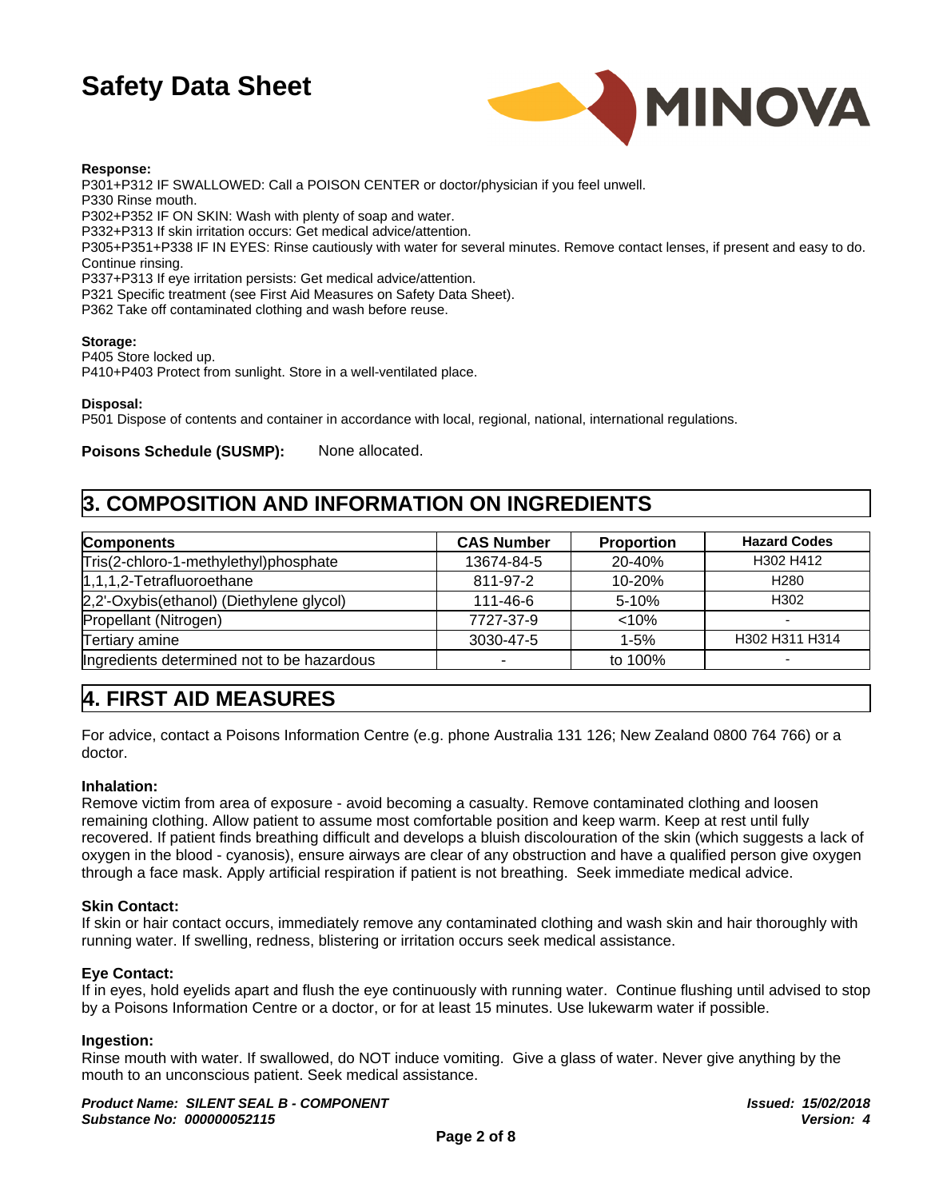**Response:**
P301+P312 IF SWALLOWED: Call a POISON CENTER or doctor/physician if you feel unwell.
P330 Rinse mouth.
P302+P352 IF ON SKIN: Wash with plenty of soap and water.
P332+P313 If skin irritation occurs: Get medical advice/attention.
P305+P351+P338 IF IN EYES: Rinse cautiously with water for several minutes. Remove contact lenses, if present and easy to do. Continue rinsing.
P337+P313 If eye irritation persists: Get medical advice/attention.
P321 Specific treatment (see First Aid Measures on Safety Data Sheet).
P362 Take off contaminated clothing and wash before reuse.

**Storage:**
P405 Store locked up.
P410+P403 Protect from sunlight. Store in a well-ventilated place.

**Disposal:**
P501 Dispose of contents and container in accordance with local, regional, national, international regulations.

**Poisons Schedule (SUSMP):** None allocated.

## 3. COMPOSITION AND INFORMATION ON INGREDIENTS

| Components | CAS Number | Proportion | Hazard Codes |
|---|---|---|---|
| Tris(2-chloro-1-methylethyl)phosphate | 13674-84-5 | 20-40% | H302 H412 |
| 1,1,1,2-Tetrafluoroethane | 811-97-2 | 10-20% | H280 |
| 2,2'-Oxybis(ethanol) (Diethylene glycol) | 111-46-6 | 5-10% | H302 |
| Propellant (Nitrogen) | 7727-37-9 | <10% | - |
| Tertiary amine | 3030-47-5 | 1-5% | H302 H311 H314 |
| Ingredients determined not to be hazardous | - | to 100% | - |

## 4. FIRST AID MEASURES

For advice, contact a Poisons Information Centre (e.g. phone Australia 131 126; New Zealand 0800 764 766) or a doctor.

**Inhalation:**
Remove victim from area of exposure - avoid becoming a casualty. Remove contaminated clothing and loosen remaining clothing. Allow patient to assume most comfortable position and keep warm. Keep at rest until fully recovered. If patient finds breathing difficult and develops a bluish discolouration of the skin (which suggests a lack of oxygen in the blood - cyanosis), ensure airways are clear of any obstruction and have a qualified person give oxygen through a face mask. Apply artificial respiration if patient is not breathing. Seek immediate medical advice.

**Skin Contact:**
If skin or hair contact occurs, immediately remove any contaminated clothing and wash skin and hair thoroughly with running water. If swelling, redness, blistering or irritation occurs seek medical assistance.

**Eye Contact:**
If in eyes, hold eyelids apart and flush the eye continuously with running water. Continue flushing until advised to stop by a Poisons Information Centre or a doctor, or for at least 15 minutes. Use lukewarm water if possible.

**Ingestion:**
Rinse mouth with water. If swallowed, do NOT induce vomiting. Give a glass of water. Never give anything by the mouth to an unconscious patient. Seek medical assistance.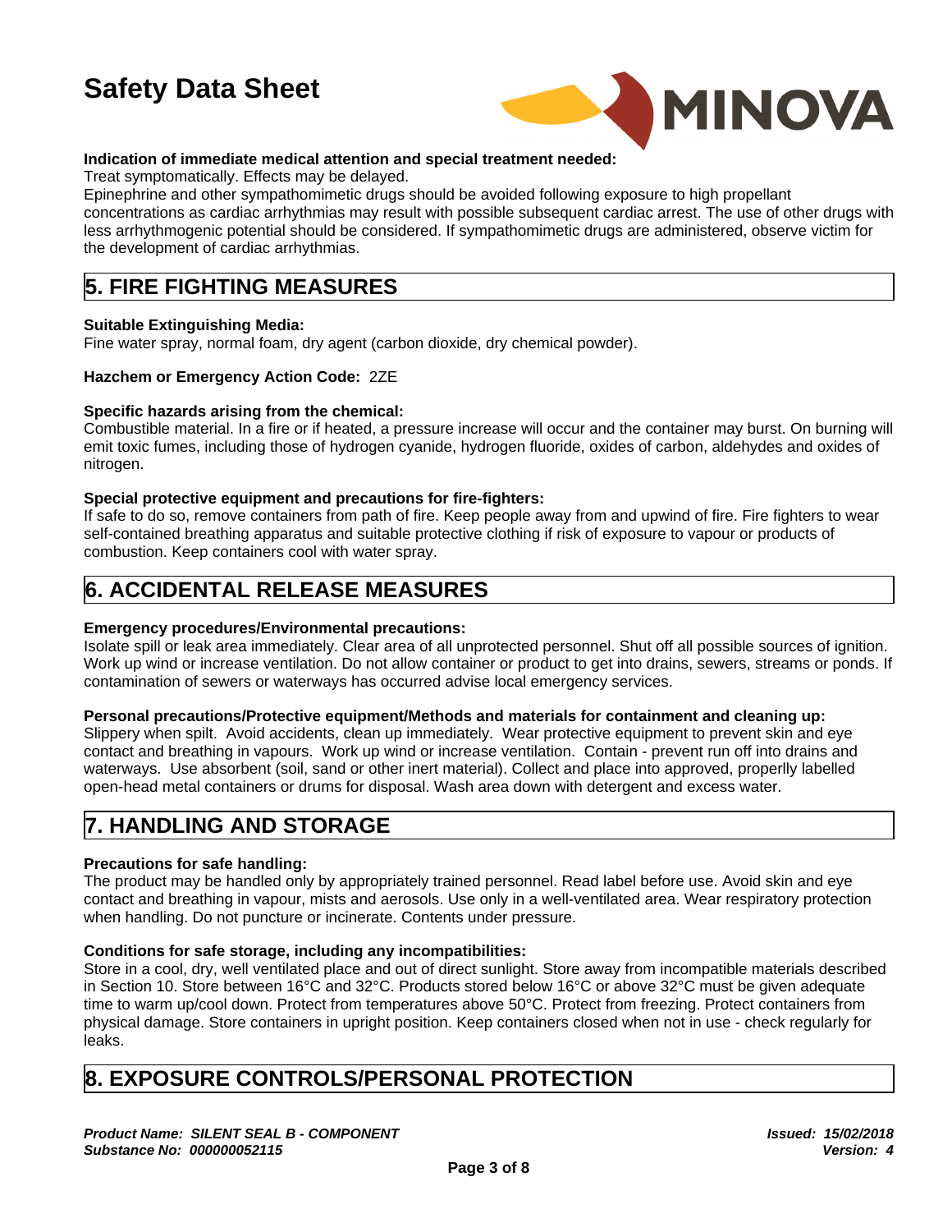**Indication of immediate medical attention and special treatment needed:**
Treat symptomatically. Effects may be delayed.
Epinephrine and other sympathomimetic drugs should be avoided following exposure to high propellant concentrations as cardiac arrhythmias may result with possible subsequent cardiac arrest. The use of other drugs with less arrhythmogenic potential should be considered. If sympathomimetic drugs are administered, observe victim for the development of cardiac arrhythmias.

# 5. FIRE FIGHTING MEASURES

**Suitable Extinguishing Media:**
Fine water spray, normal foam, dry agent (carbon dioxide, dry chemical powder).

**Hazchem or Emergency Action Code:** 2ZE

**Specific hazards arising from the chemical:**
Combustible material. In a fire or if heated, a pressure increase will occur and the container may burst. On burning will emit toxic fumes, including those of hydrogen cyanide, hydrogen fluoride, oxides of carbon, aldehydes and oxides of nitrogen.

**Special protective equipment and precautions for fire-fighters:**
If safe to do so, remove containers from path of fire. Keep people away from and upwind of fire. Fire fighters to wear self-contained breathing apparatus and suitable protective clothing if risk of exposure to vapour or products of combustion. Keep containers cool with water spray.

# 6. ACCIDENTAL RELEASE MEASURES

**Emergency procedures/Environmental precautions:**
Isolate spill or leak area immediately. Clear area of all unprotected personnel. Shut off all possible sources of ignition. Work up wind or increase ventilation. Do not allow container or product to get into drains, sewers, streams or ponds. If contamination of sewers or waterways has occurred advise local emergency services.

**Personal precautions/Protective equipment/Methods and materials for containment and cleaning up:**
Slippery when spilt. Avoid accidents, clean up immediately. Wear protective equipment to prevent skin and eye contact and breathing in vapours. Work up wind or increase ventilation. Contain - prevent run off into drains and waterways. Use absorbent (soil, sand or other inert material). Collect and place into approved, properlly labelled open-head metal containers or drums for disposal. Wash area down with detergent and excess water.

# 7. HANDLING AND STORAGE

**Precautions for safe handling:**
The product may be handled only by appropriately trained personnel. Read label before use. Avoid skin and eye contact and breathing in vapour, mists and aerosols. Use only in a well-ventilated area. Wear respiratory protection when handling. Do not puncture or incinerate. Contents under pressure.

**Conditions for safe storage, including any incompatibilities:**
Store in a cool, dry, well ventilated place and out of direct sunlight. Store away from incompatible materials described in Section 10. Store between 16°C and 32°C. Products stored below 16°C or above 32°C must be given adequate time to warm up/cool down. Protect from temperatures above 50°C. Protect from freezing. Protect containers from physical damage. Store containers in upright position. Keep containers closed when not in use - check regularly for leaks.

# 8. EXPOSURE CONTROLS/PERSONAL PROTECTION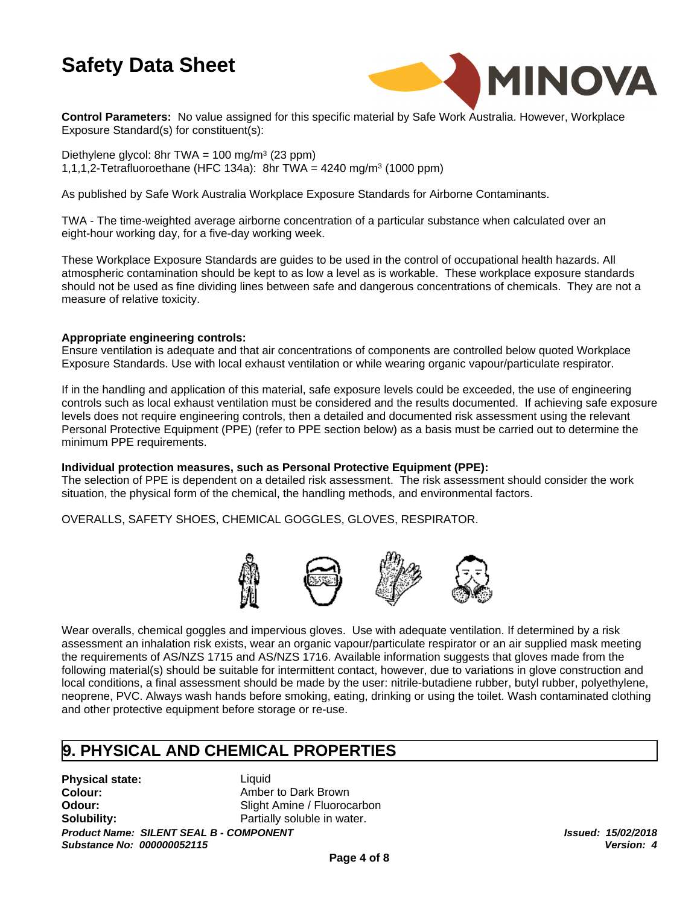**Control Parameters:** No value assigned for this specific material by Safe Work Australia. However, Workplace Exposure Standard(s) for constituent(s):

Diethylene glycol: 8hr TWA = 100 mg/m$^3$ (23 ppm)
1,1,1,2-Tetrafluoroethane (HFC 134a): 8hr TWA = 4240 mg/m$^3$ (1000 ppm)

As published by Safe Work Australia Workplace Exposure Standards for Airborne Contaminants.

TWA - The time-weighted average airborne concentration of a particular substance when calculated over an eight-hour working day, for a five-day working week.

These Workplace Exposure Standards are guides to be used in the control of occupational health hazards. All atmospheric contamination should be kept to as low a level as is workable. These workplace exposure standards should not be used as fine dividing lines between safe and dangerous concentrations of chemicals. They are not a measure of relative toxicity.

**Appropriate engineering controls:**
Ensure ventilation is adequate and that air concentrations of components are controlled below quoted Workplace Exposure Standards. Use with local exhaust ventilation or while wearing organic vapour/particulate respirator.

If in the handling and application of this material, safe exposure levels could be exceeded, the use of engineering controls such as local exhaust ventilation must be considered and the results documented. If achieving safe exposure levels does not require engineering controls, then a detailed and documented risk assessment using the relevant Personal Protective Equipment (PPE) (refer to PPE section below) as a basis must be carried out to determine the minimum PPE requirements.

**Individual protection measures, such as Personal Protective Equipment (PPE):**
The selection of PPE is dependent on a detailed risk assessment. The risk assessment should consider the work situation, the physical form of the chemical, the handling methods, and environmental factors.

OVERALLS, SAFETY SHOES, CHEMICAL GOGGLES, GLOVES, RESPIRATOR.

Wear overalls, chemical goggles and impervious gloves. Use with adequate ventilation. If determined by a risk assessment an inhalation risk exists, wear an organic vapour/particulate respirator or an air supplied mask meeting the requirements of AS/NZS 1715 and AS/NZS 1716. Available information suggests that gloves made from the following material(s) should be suitable for intermittent contact, however, due to variations in glove construction and local conditions, a final assessment should be made by the user: nitrile-butadiene rubber, butyl rubber, polyethylene, neoprene, PVC. Always wash hands before smoking, eating, drinking or using the toilet. Wash contaminated clothing and other protective equipment before storage or re-use.

## 9. PHYSICAL AND CHEMICAL PROPERTIES

**Physical state:** Liquid
**Colour:** Amber to Dark Brown
**Odour:** Slight Amine / Fluorocarbon
**Solubility:** Partially soluble in water.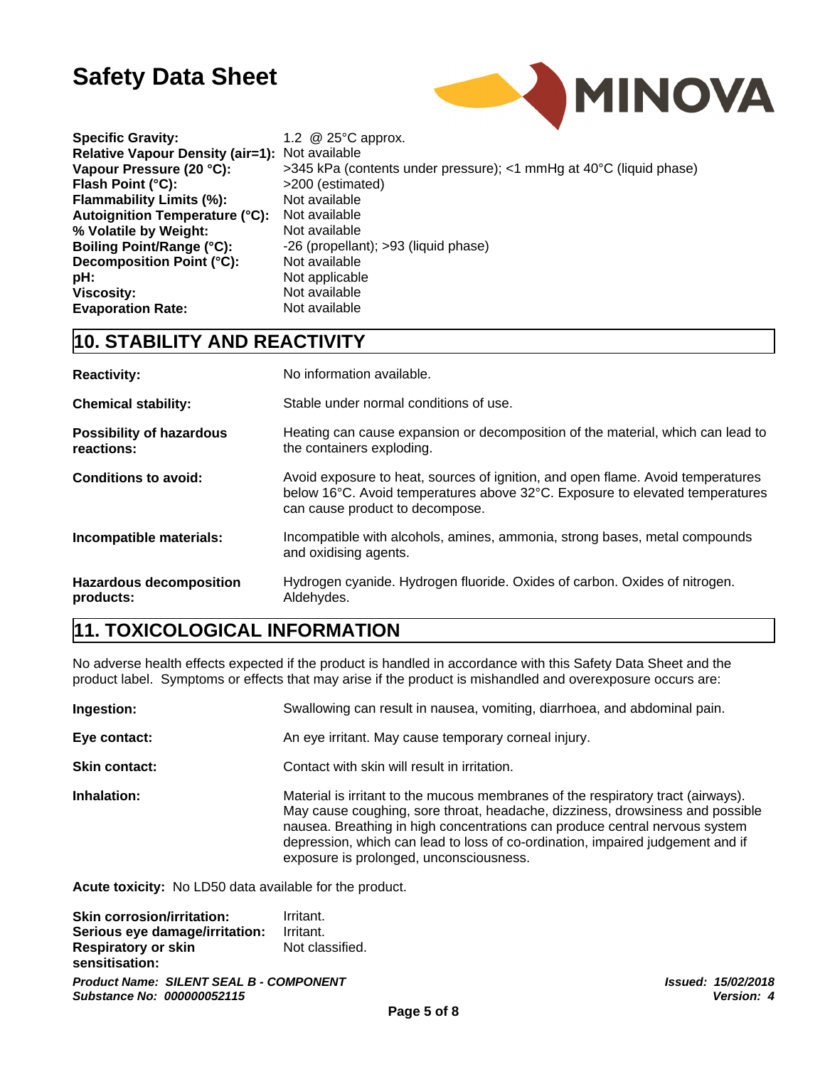| | |
|---|---|
| **Specific Gravity:** | 1.2 @ 25°C approx. |
| **Relative Vapour Density (air=1):** | Not available |
| **Vapour Pressure (20 °C):** | >345 kPa (contents under pressure); <1 mmHg at 40°C (liquid phase) |
| **Flash Point (°C):** | >200 (estimated) |
| **Flammability Limits (%):** | Not available |
| **Autoignition Temperature (°C):** | Not available |
| **% Volatile by Weight:** | Not available |
| **Boiling Point/Range (°C):** | -26 (propellant); >93 (liquid phase) |
| **Decomposition Point (°C):** | Not available |
| **pH:** | Not applicable |
| **Viscosity:** | Not available |
| **Evaporation Rate:** | Not available |

## 10. STABILITY AND REACTIVITY

**Reactivity:** No information available.

**Chemical stability:** Stable under normal conditions of use.

**Possibility of hazardous reactions:** Heating can cause expansion or decomposition of the material, which can lead to the containers exploding.

**Conditions to avoid:** Avoid exposure to heat, sources of ignition, and open flame. Avoid temperatures below 16°C. Avoid temperatures above 32°C. Exposure to elevated temperatures can cause product to decompose.

**Incompatible materials:** Incompatible with alcohols, amines, ammonia, strong bases, metal compounds and oxidising agents.

**Hazardous decomposition products:** Hydrogen cyanide. Hydrogen fluoride. Oxides of carbon. Oxides of nitrogen. Aldehydes.

## 11. TOXICOLOGICAL INFORMATION

No adverse health effects expected if the product is handled in accordance with this Safety Data Sheet and the product label. Symptoms or effects that may arise if the product is mishandled and overexposure occurs are:

**Ingestion:** Swallowing can result in nausea, vomiting, diarrhoea, and abdominal pain.

**Eye contact:** An eye irritant. May cause temporary corneal injury.

**Skin contact:** Contact with skin will result in irritation.

**Inhalation:** Material is irritant to the mucous membranes of the respiratory tract (airways). May cause coughing, sore throat, headache, dizziness, drowsiness and possible nausea. Breathing in high concentrations can produce central nervous system depression, which can lead to loss of co-ordination, impaired judgement and if exposure is prolonged, unconsciousness.

**Acute toxicity:** No LD50 data available for the product.

**Skin corrosion/irritation:** Irritant.
**Serious eye damage/irritation:** Irritant.
**Respiratory or skin sensitisation:** Not classified.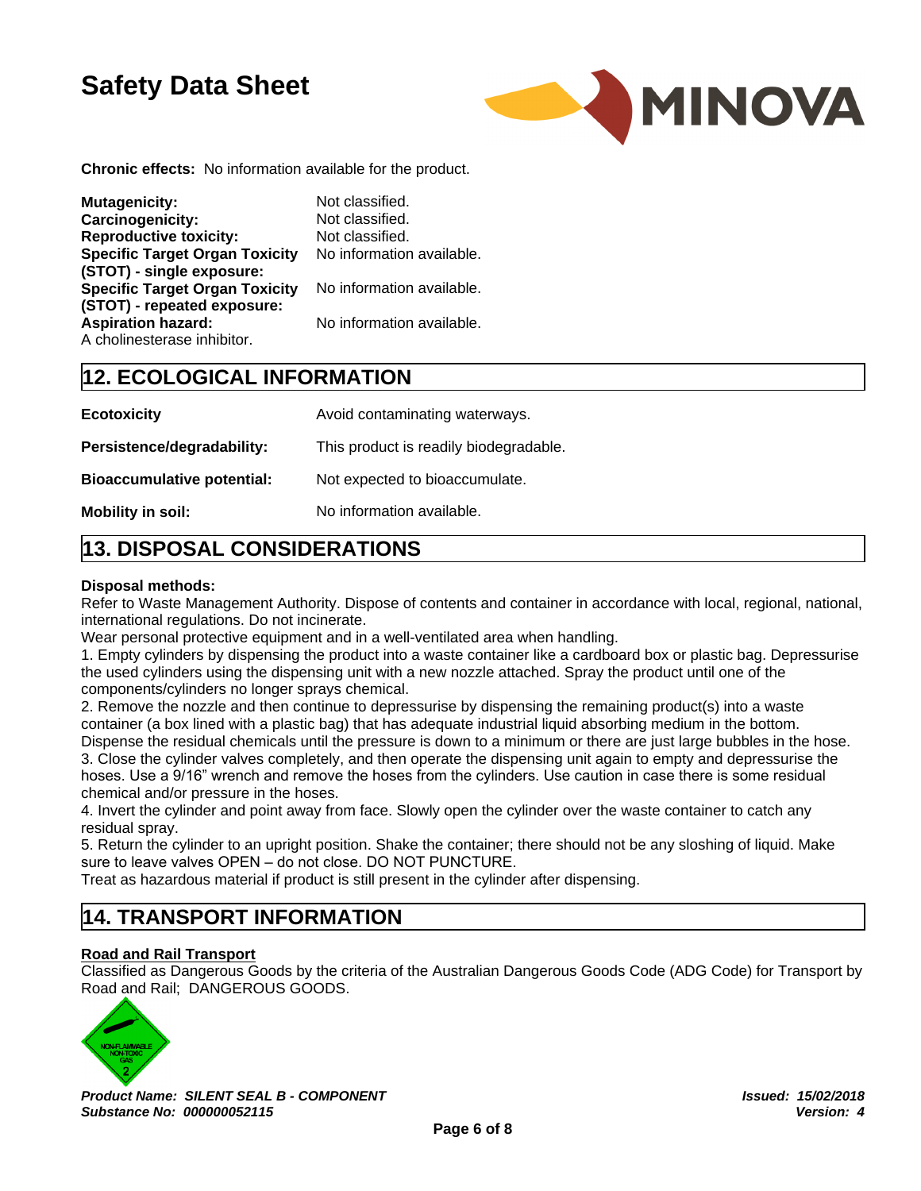**Chronic effects:** No information available for the product.

| | |
|---|---|
| **Mutagenicity:** | Not classified. |
| **Carcinogenicity:** | Not classified. |
| **Reproductive toxicity:** | Not classified. |
| **Specific Target Organ Toxicity (STOT) - single exposure:** | No information available. |
| **Specific Target Organ Toxicity (STOT) - repeated exposure:** | No information available. |
| **Aspiration hazard:** | No information available. |

A cholinesterase inhibitor.

## 12. ECOLOGICAL INFORMATION

| | |
|---|---|
| **Ecotoxicity** | Avoid contaminating waterways. |
| **Persistence/degradability:** | This product is readily biodegradable. |
| **Bioaccumulative potential:** | Not expected to bioaccumulate. |
| **Mobility in soil:** | No information available. |

## 13. DISPOSAL CONSIDERATIONS

**Disposal methods:**

Refer to Waste Management Authority. Dispose of contents and container in accordance with local, regional, national, international regulations. Do not incinerate.

Wear personal protective equipment and in a well-ventilated area when handling.

1. Empty cylinders by dispensing the product into a waste container like a cardboard box or plastic bag. Depressurise the used cylinders using the dispensing unit with a new nozzle attached. Spray the product until one of the components/cylinders no longer sprays chemical.
2. Remove the nozzle and then continue to depressurise by dispensing the remaining product(s) into a waste container (a box lined with a plastic bag) that has adequate industrial liquid absorbing medium in the bottom. Dispense the residual chemicals until the pressure is down to a minimum or there are just large bubbles in the hose.
3. Close the cylinder valves completely, and then operate the dispensing unit again to empty and depressurise the hoses. Use a 9/16" wrench and remove the hoses from the cylinders. Use caution in case there is some residual chemical and/or pressure in the hoses.
4. Invert the cylinder and point away from face. Slowly open the cylinder over the waste container to catch any residual spray.
5. Return the cylinder to an upright position. Shake the container; there should not be any sloshing of liquid. Make sure to leave valves OPEN – do not close. DO NOT PUNCTURE.

Treat as hazardous material if product is still present in the cylinder after dispensing.

## 14. TRANSPORT INFORMATION

**Road and Rail Transport**

Classified as Dangerous Goods by the criteria of the Australian Dangerous Goods Code (ADG Code) for Transport by Road and Rail; DANGEROUS GOODS.

NON-FLAMMABLE NON-TOXIC GAS 2

*Product Name: SILENT SEAL B - COMPONENT*
*Substance No: 000000052115*

*Issued: 15/02/2018*
*Version: 4*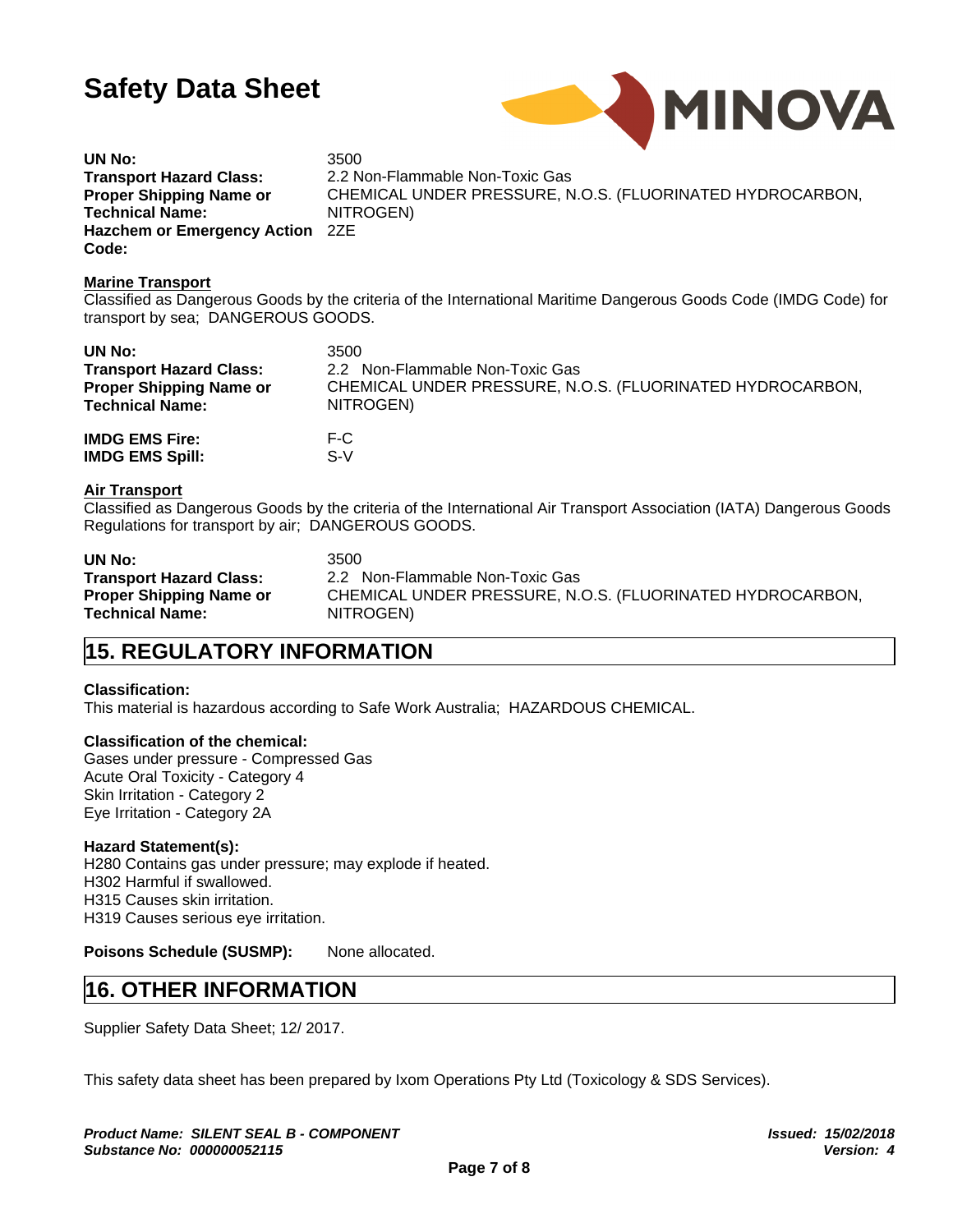| | |
|---|---|
| **UN No:** | 3500 |
| **Transport Hazard Class:** | 2.2 Non-Flammable Non-Toxic Gas |
| **Proper Shipping Name or Technical Name:** | CHEMICAL UNDER PRESSURE, N.O.S. (FLUORINATED HYDROCARBON, NITROGEN) |
| **Hazchem or Emergency Action Code:** | 2ZE |

**Marine Transport**

Classified as Dangerous Goods by the criteria of the International Maritime Dangerous Goods Code (IMDG Code) for transport by sea; DANGEROUS GOODS.

| | |
|---|---|
| **UN No:** | 3500 |
| **Transport Hazard Class:** | 2.2 Non-Flammable Non-Toxic Gas |
| **Proper Shipping Name or Technical Name:** | CHEMICAL UNDER PRESSURE, N.O.S. (FLUORINATED HYDROCARBON, NITROGEN) |
| **IMDG EMS Fire:** | F-C |
| **IMDG EMS Spill:** | S-V |

**Air Transport**

Classified as Dangerous Goods by the criteria of the International Air Transport Association (IATA) Dangerous Goods Regulations for transport by air; DANGEROUS GOODS.

| | |
|---|---|
| **UN No:** | 3500 |
| **Transport Hazard Class:** | 2.2 Non-Flammable Non-Toxic Gas |
| **Proper Shipping Name or Technical Name:** | CHEMICAL UNDER PRESSURE, N.O.S. (FLUORINATED HYDROCARBON, NITROGEN) |

## 15. REGULATORY INFORMATION

**Classification:**
This material is hazardous according to Safe Work Australia; HAZARDOUS CHEMICAL.

**Classification of the chemical:**
Gases under pressure - Compressed Gas
Acute Oral Toxicity - Category 4
Skin Irritation - Category 2
Eye Irritation - Category 2A

**Hazard Statement(s):**
H280 Contains gas under pressure; may explode if heated.
H302 Harmful if swallowed.
H315 Causes skin irritation.
H319 Causes serious eye irritation.

**Poisons Schedule (SUSMP):** None allocated.

## 16. OTHER INFORMATION

Supplier Safety Data Sheet; 12/ 2017.

This safety data sheet has been prepared by Ixom Operations Pty Ltd (Toxicology & SDS Services).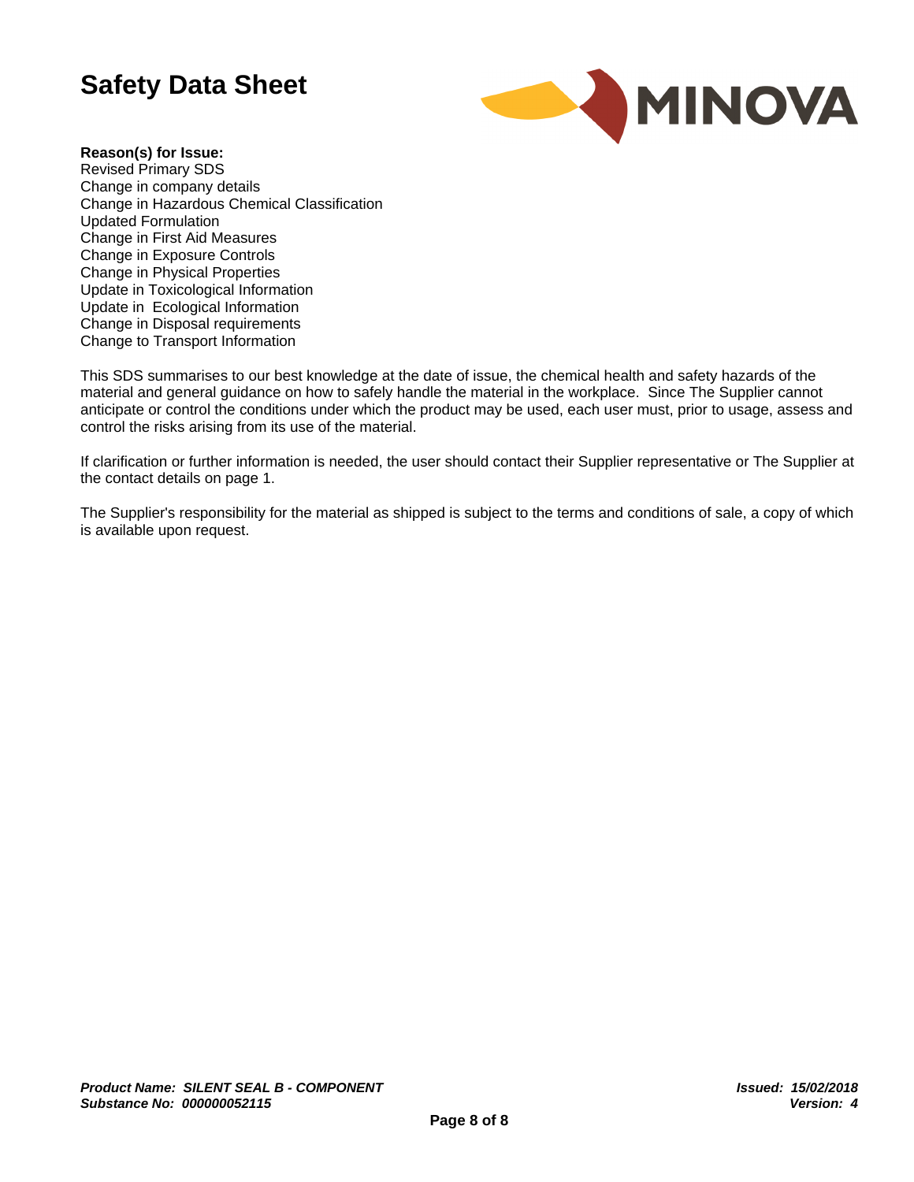**Reason(s) for Issue:**

Revised Primary SDS
Change in company details
Change in Hazardous Chemical Classification
Updated Formulation
Change in First Aid Measures
Change in Exposure Controls
Change in Physical Properties
Update in Toxicological Information
Update in Ecological Information
Change in Disposal requirements
Change to Transport Information

This SDS summarises to our best knowledge at the date of issue, the chemical health and safety hazards of the material and general guidance on how to safely handle the material in the workplace. Since The Supplier cannot anticipate or control the conditions under which the product may be used, each user must, prior to usage, assess and control the risks arising from its use of the material.

If clarification or further information is needed, the user should contact their Supplier representative or The Supplier at the contact details on page 1.

The Supplier's responsibility for the material as shipped is subject to the terms and conditions of sale, a copy of which is available upon request.